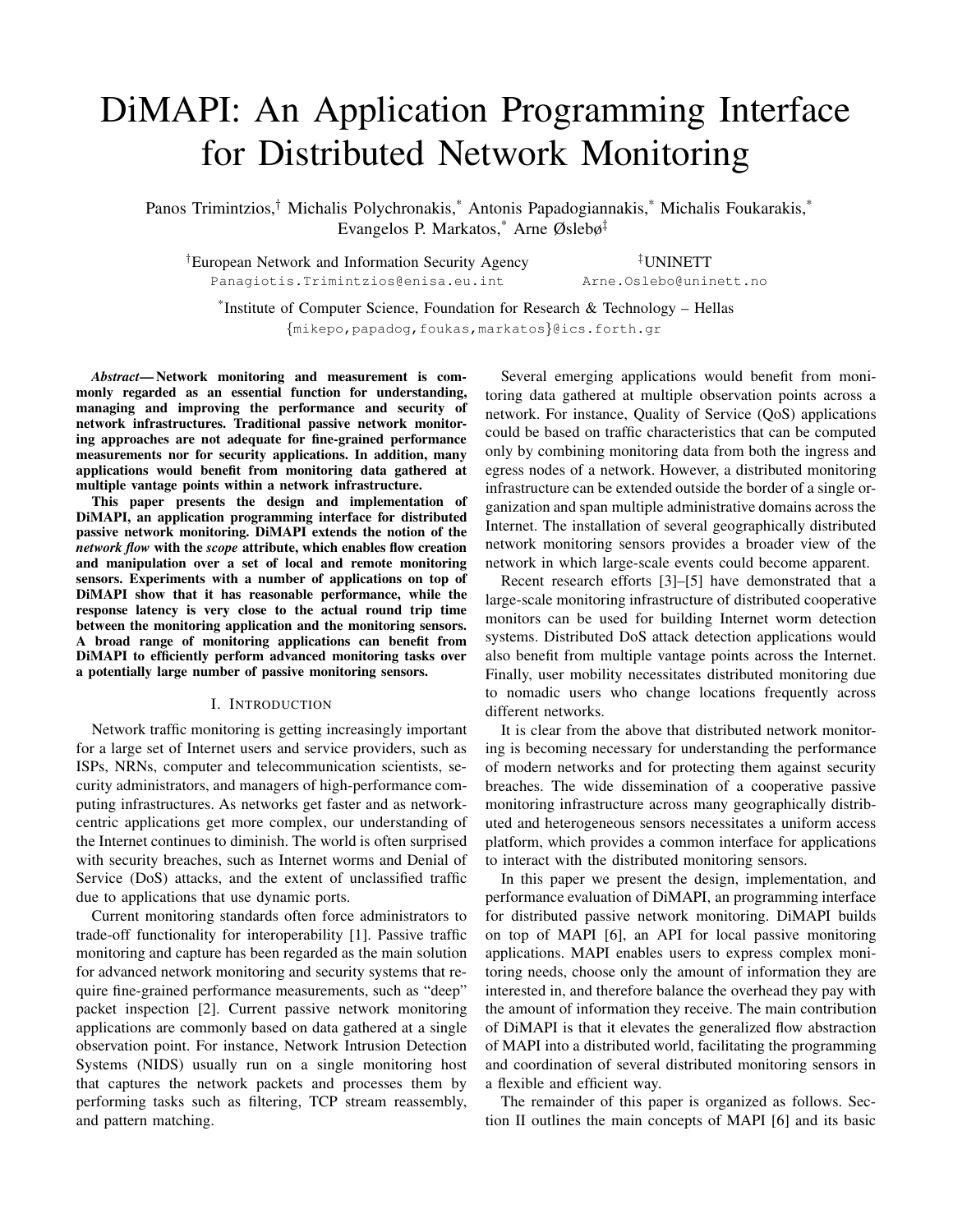# DiMAPI: An Application Programming Interface for Distributed Network Monitoring

Panos Trimintzios,[†] Michalis Polychronakis,[*] Antonis Papadogiannakis,[*] Michalis Foukarakis,[*] Evangelos P. Markatos,[*] Arne Øslebø[‡]

[†]European Network and Information Security Agency
Panagiotis.Trimintzios@enisa.eu.int

[‡]UNINETT
Arne.Oslebo@uninett.no

[*]Institute of Computer Science, Foundation for Research & Technology – Hellas
{mikepo,papadog,foukas,markatos}@ics.forth.gr

***Abstract*— Network monitoring and measurement is commonly regarded as an essential function for understanding, managing and improving the performance and security of network infrastructures. Traditional passive network monitoring approaches are not adequate for fine-grained performance measurements nor for security applications. In addition, many applications would benefit from monitoring data gathered at multiple vantage points within a network infrastructure.**

**This paper presents the design and implementation of DiMAPI, an application programming interface for distributed passive network monitoring. DiMAPI extends the notion of the *network flow* with the *scope* attribute, which enables flow creation and manipulation over a set of local and remote monitoring sensors. Experiments with a number of applications on top of DiMAPI show that it has reasonable performance, while the response latency is very close to the actual round trip time between the monitoring application and the monitoring sensors. A broad range of monitoring applications can benefit from DiMAPI to efficiently perform advanced monitoring tasks over a potentially large number of passive monitoring sensors.**

## I. Introduction

Network traffic monitoring is getting increasingly important for a large set of Internet users and service providers, such as ISPs, NRNs, computer and telecommunication scientists, security administrators, and managers of high-performance computing infrastructures. As networks get faster and as network-centric applications get more complex, our understanding of the Internet continues to diminish. The world is often surprised with security breaches, such as Internet worms and Denial of Service (DoS) attacks, and the extent of unclassified traffic due to applications that use dynamic ports.

Current monitoring standards often force administrators to trade-off functionality for interoperability [1]. Passive traffic monitoring and capture has been regarded as the main solution for advanced network monitoring and security systems that require fine-grained performance measurements, such as "deep" packet inspection [2]. Current passive network monitoring applications are commonly based on data gathered at a single observation point. For instance, Network Intrusion Detection Systems (NIDS) usually run on a single monitoring host that captures the network packets and processes them by performing tasks such as filtering, TCP stream reassembly, and pattern matching.

Several emerging applications would benefit from monitoring data gathered at multiple observation points across a network. For instance, Quality of Service (QoS) applications could be based on traffic characteristics that can be computed only by combining monitoring data from both the ingress and egress nodes of a network. However, a distributed monitoring infrastructure can be extended outside the border of a single organization and span multiple administrative domains across the Internet. The installation of several geographically distributed network monitoring sensors provides a broader view of the network in which large-scale events could become apparent.

Recent research efforts [3]–[5] have demonstrated that a large-scale monitoring infrastructure of distributed cooperative monitors can be used for building Internet worm detection systems. Distributed DoS attack detection applications would also benefit from multiple vantage points across the Internet. Finally, user mobility necessitates distributed monitoring due to nomadic users who change locations frequently across different networks.

It is clear from the above that distributed network monitoring is becoming necessary for understanding the performance of modern networks and for protecting them against security breaches. The wide dissemination of a cooperative passive monitoring infrastructure across many geographically distributed and heterogeneous sensors necessitates a uniform access platform, which provides a common interface for applications to interact with the distributed monitoring sensors.

In this paper we present the design, implementation, and performance evaluation of DiMAPI, an programming interface for distributed passive network monitoring. DiMAPI builds on top of MAPI [6], an API for local passive monitoring applications. MAPI enables users to express complex monitoring needs, choose only the amount of information they are interested in, and therefore balance the overhead they pay with the amount of information they receive. The main contribution of DiMAPI is that it elevates the generalized flow abstraction of MAPI into a distributed world, facilitating the programming and coordination of several distributed monitoring sensors in a flexible and efficient way.

The remainder of this paper is organized as follows. Section II outlines the main concepts of MAPI [6] and its basic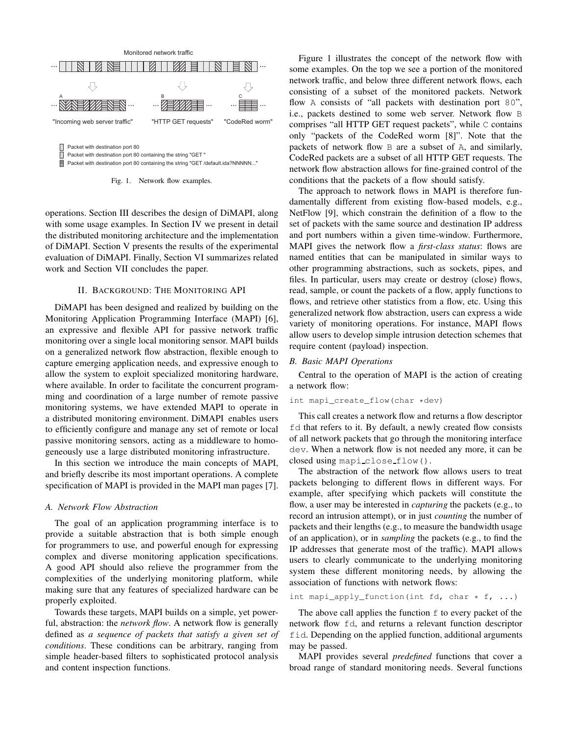Monitored network traffic

A — "Incoming web server traffic"

B — "HTTP GET requests"

C — "CodeRed worm"

Packet with destination port 80

Packet with destination port 80 containing the string "GET "

Packet with destination port 80 containing the string "GET /default.ida?NNNNN..."

Fig. 1. Network flow examples.

operations. Section III describes the design of DiMAPI, along with some usage examples. In Section IV we present in detail the distributed monitoring architecture and the implementation of DiMAPI. Section V presents the results of the experimental evaluation of DiMAPI. Finally, Section VI summarizes related work and Section VII concludes the paper.

## II. Background: The Monitoring API

DiMAPI has been designed and realized by building on the Monitoring Application Programming Interface (MAPI) [6], an expressive and flexible API for passive network traffic monitoring over a single local monitoring sensor. MAPI builds on a generalized network flow abstraction, flexible enough to capture emerging application needs, and expressive enough to allow the system to exploit specialized monitoring hardware, where available. In order to facilitate the concurrent programming and coordination of a large number of remote passive monitoring systems, we have extended MAPI to operate in a distributed monitoring environment. DiMAPI enables users to efficiently configure and manage any set of remote or local passive monitoring sensors, acting as a middleware to homogeneously use a large distributed monitoring infrastructure.

In this section we introduce the main concepts of MAPI, and briefly describe its most important operations. A complete specification of MAPI is provided in the MAPI man pages [7].

### A. Network Flow Abstraction

The goal of an application programming interface is to provide a suitable abstraction that is both simple enough for programmers to use, and powerful enough for expressing complex and diverse monitoring application specifications. A good API should also relieve the programmer from the complexities of the underlying monitoring platform, while making sure that any features of specialized hardware can be properly exploited.

Towards these targets, MAPI builds on a simple, yet powerful, abstraction: the *network flow*. A network flow is generally defined as *a sequence of packets that satisfy a given set of conditions*. These conditions can be arbitrary, ranging from simple header-based filters to sophisticated protocol analysis and content inspection functions.

Figure 1 illustrates the concept of the network flow with some examples. On the top we see a portion of the monitored network traffic, and below three different network flows, each consisting of a subset of the monitored packets. Network flow A consists of "all packets with destination port 80", i.e., packets destined to some web server. Network flow B comprises "all HTTP GET request packets", while C contains only "packets of the CodeRed worm [8]". Note that the packets of network flow B are a subset of A, and similarly, CodeRed packets are a subset of all HTTP GET requests. The network flow abstraction allows for fine-grained control of the conditions that the packets of a flow should satisfy.

The approach to network flows in MAPI is therefore fundamentally different from existing flow-based models, e.g., NetFlow [9], which constrain the definition of a flow to the set of packets with the same source and destination IP address and port numbers within a given time-window. Furthermore, MAPI gives the network flow a *first-class status*: flows are named entities that can be manipulated in similar ways to other programming abstractions, such as sockets, pipes, and files. In particular, users may create or destroy (close) flows, read, sample, or count the packets of a flow, apply functions to flows, and retrieve other statistics from a flow, etc. Using this generalized network flow abstraction, users can express a wide variety of monitoring operations. For instance, MAPI flows allow users to develop simple intrusion detection schemes that require content (payload) inspection.

### B. Basic MAPI Operations

Central to the operation of MAPI is the action of creating a network flow:

```
int mapi_create_flow(char *dev)
```

This call creates a network flow and returns a flow descriptor `fd` that refers to it. By default, a newly created flow consists of all network packets that go through the monitoring interface `dev`. When a network flow is not needed any more, it can be closed using `mapi_close_flow()`.

The abstraction of the network flow allows users to treat packets belonging to different flows in different ways. For example, after specifying which packets will constitute the flow, a user may be interested in *capturing* the packets (e.g., to record an intrusion attempt), or in just *counting* the number of packets and their lengths (e.g., to measure the bandwidth usage of an application), or in *sampling* the packets (e.g., to find the IP addresses that generate most of the traffic). MAPI allows users to clearly communicate to the underlying monitoring system these different monitoring needs, by allowing the association of functions with network flows:

```
int mapi_apply_function(int fd, char * f, ...)
```

The above call applies the function `f` to every packet of the network flow `fd`, and returns a relevant function descriptor `fid`. Depending on the applied function, additional arguments may be passed.

MAPI provides several *predefined* functions that cover a broad range of standard monitoring needs. Several functions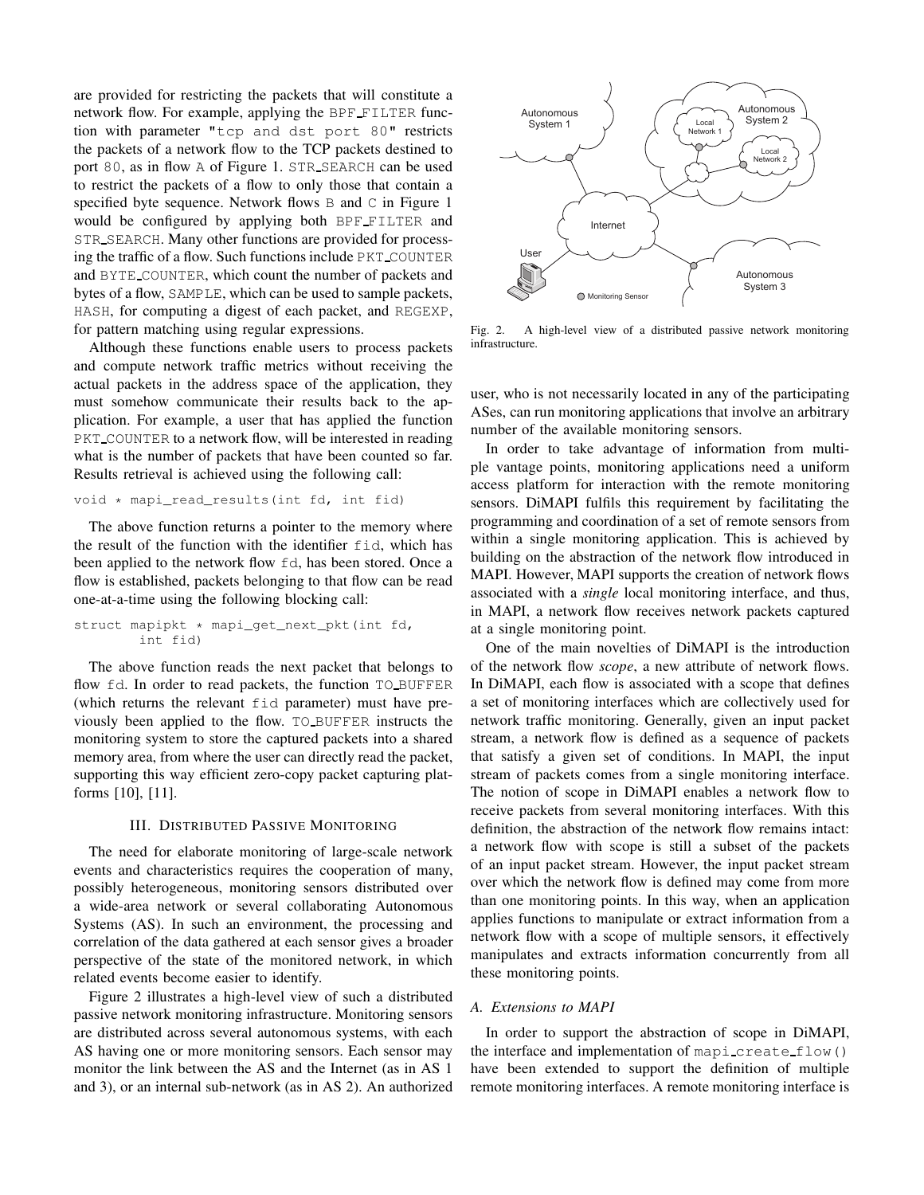are provided for restricting the packets that will constitute a network flow. For example, applying the BPF_FILTER function with parameter "tcp and dst port 80" restricts the packets of a network flow to the TCP packets destined to port 80, as in flow A of Figure 1. STR_SEARCH can be used to restrict the packets of a flow to only those that contain a specified byte sequence. Network flows B and C in Figure 1 would be configured by applying both BPF_FILTER and STR_SEARCH. Many other functions are provided for processing the traffic of a flow. Such functions include PKT_COUNTER and BYTE_COUNTER, which count the number of packets and bytes of a flow, SAMPLE, which can be used to sample packets, HASH, for computing a digest of each packet, and REGEXP, for pattern matching using regular expressions.

Although these functions enable users to process packets and compute network traffic metrics without receiving the actual packets in the address space of the application, they must somehow communicate their results back to the application. For example, a user that has applied the function PKT_COUNTER to a network flow, will be interested in reading what is the number of packets that have been counted so far. Results retrieval is achieved using the following call:

```
void * mapi_read_results(int fd, int fid)
```

The above function returns a pointer to the memory where the result of the function with the identifier fid, which has been applied to the network flow fd, has been stored. Once a flow is established, packets belonging to that flow can be read one-at-a-time using the following blocking call:

```
struct mapipkt * mapi_get_next_pkt(int fd,
        int fid)
```

The above function reads the next packet that belongs to flow fd. In order to read packets, the function TO_BUFFER (which returns the relevant fid parameter) must have previously been applied to the flow. TO_BUFFER instructs the monitoring system to store the captured packets into a shared memory area, from where the user can directly read the packet, supporting this way efficient zero-copy packet capturing platforms [10], [11].

## III. Distributed Passive Monitoring

The need for elaborate monitoring of large-scale network events and characteristics requires the cooperation of many, possibly heterogeneous, monitoring sensors distributed over a wide-area network or several collaborating Autonomous Systems (AS). In such an environment, the processing and correlation of the data gathered at each sensor gives a broader perspective of the state of the monitored network, in which related events become easier to identify.

Figure 2 illustrates a high-level view of such a distributed passive network monitoring infrastructure. Monitoring sensors are distributed across several autonomous systems, with each AS having one or more monitoring sensors. Each sensor may monitor the link between the AS and the Internet (as in AS 1 and 3), or an internal sub-network (as in AS 2). An authorized user, who is not necessarily located in any of the participating ASes, can run monitoring applications that involve an arbitrary number of the available monitoring sensors.

Autonomous System 1

Autonomous System 2

Local Network 1

Local Network 2

Internet

User

Autonomous System 3

Monitoring Sensor

Fig. 2. A high-level view of a distributed passive network monitoring infrastructure.

In order to take advantage of information from multiple vantage points, monitoring applications need a uniform access platform for interaction with the remote monitoring sensors. DiMAPI fulfils this requirement by facilitating the programming and coordination of a set of remote sensors from within a single monitoring application. This is achieved by building on the abstraction of the network flow introduced in MAPI. However, MAPI supports the creation of network flows associated with a *single* local monitoring interface, and thus, in MAPI, a network flow receives network packets captured at a single monitoring point.

One of the main novelties of DiMAPI is the introduction of the network flow *scope*, a new attribute of network flows. In DiMAPI, each flow is associated with a scope that defines a set of monitoring interfaces which are collectively used for network traffic monitoring. Generally, given an input packet stream, a network flow is defined as a sequence of packets that satisfy a given set of conditions. In MAPI, the input stream of packets comes from a single monitoring interface. The notion of scope in DiMAPI enables a network flow to receive packets from several monitoring interfaces. With this definition, the abstraction of the network flow remains intact: a network flow with scope is still a subset of the packets of an input packet stream. However, the input packet stream over which the network flow is defined may come from more than one monitoring points. In this way, when an application applies functions to manipulate or extract information from a network flow with a scope of multiple sensors, it effectively manipulates and extracts information concurrently from all these monitoring points.

### A. Extensions to MAPI

In order to support the abstraction of scope in DiMAPI, the interface and implementation of mapi_create_flow() have been extended to support the definition of multiple remote monitoring interfaces. A remote monitoring interface is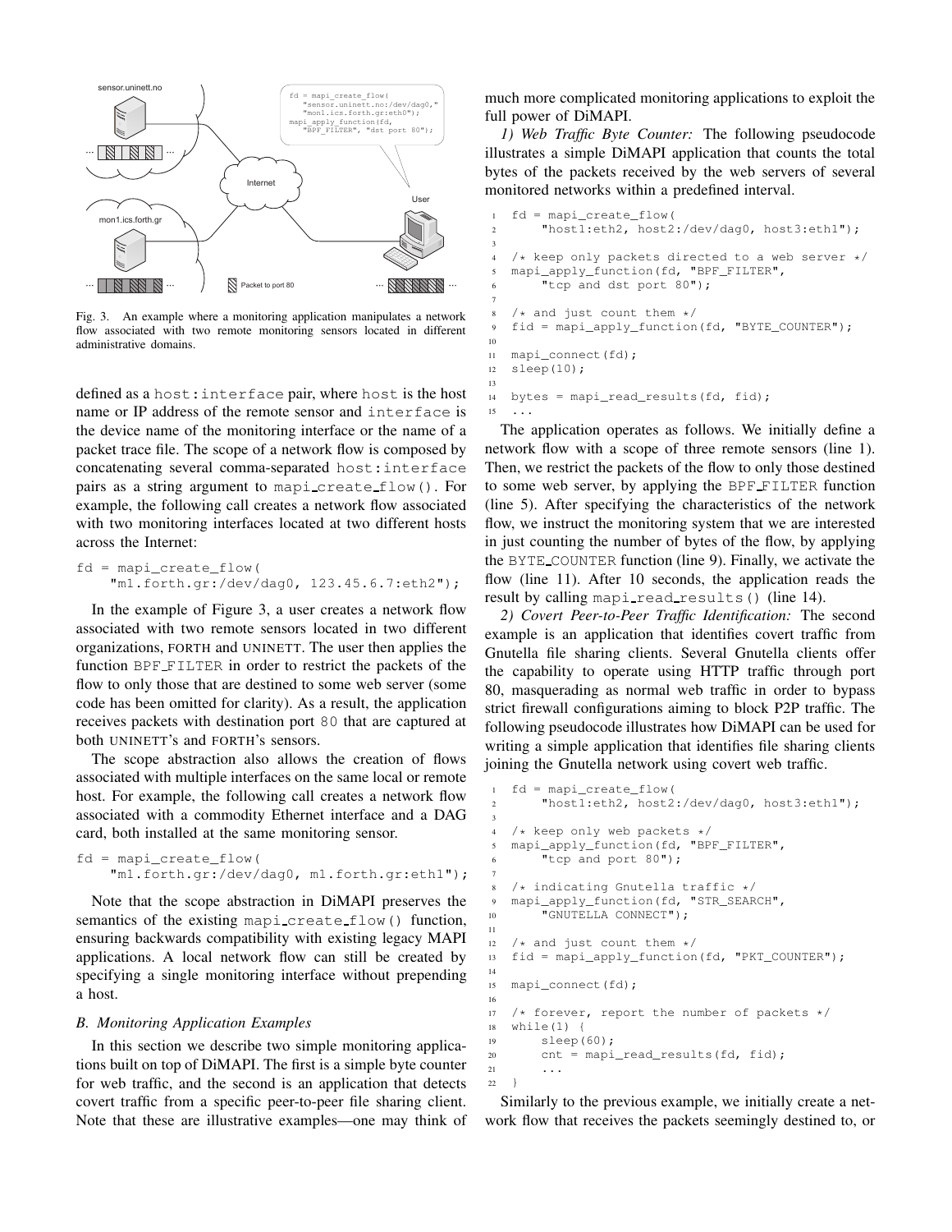Fig. 3. An example where a monitoring application manipulates a network flow associated with two remote monitoring sensors located in different administrative domains.

defined as a `host:interface` pair, where `host` is the host name or IP address of the remote sensor and `interface` is the device name of the monitoring interface or the name of a packet trace file. The scope of a network flow is composed by concatenating several comma-separated `host:interface` pairs as a string argument to `mapi_create_flow()`. For example, the following call creates a network flow associated with two monitoring interfaces located at two different hosts across the Internet:

```
fd = mapi_create_flow(
    "m1.forth.gr:/dev/dag0, 123.45.6.7:eth2");
```

In the example of Figure 3, a user creates a network flow associated with two remote sensors located in two different organizations, FORTH and UNINETT. The user then applies the function `BPF_FILTER` in order to restrict the packets of the flow to only those that are destined to some web server (some code has been omitted for clarity). As a result, the application receives packets with destination port `80` that are captured at both UNINETT's and FORTH's sensors.

The scope abstraction also allows the creation of flows associated with multiple interfaces on the same local or remote host. For example, the following call creates a network flow associated with a commodity Ethernet interface and a DAG card, both installed at the same monitoring sensor.

```
fd = mapi_create_flow(
    "m1.forth.gr:/dev/dag0, m1.forth.gr:eth1");
```

Note that the scope abstraction in DiMAPI preserves the semantics of the existing `mapi_create_flow()` function, ensuring backwards compatibility with existing legacy MAPI applications. A local network flow can still be created by specifying a single monitoring interface without prepending a host.

### B. Monitoring Application Examples

In this section we describe two simple monitoring applications built on top of DiMAPI. The first is a simple byte counter for web traffic, and the second is an application that detects covert traffic from a specific peer-to-peer file sharing client. Note that these are illustrative examples—one may think of much more complicated monitoring applications to exploit the full power of DiMAPI.

*1) Web Traffic Byte Counter:* The following pseudocode illustrates a simple DiMAPI application that counts the total bytes of the packets received by the web servers of several monitored networks within a predefined interval.

```
1  fd = mapi_create_flow(
2       "host1:eth2, host2:/dev/dag0, host3:eth1");
3
4  /* keep only packets directed to a web server */
5  mapi_apply_function(fd, "BPF_FILTER",
6       "tcp and dst port 80");
7
8  /* and just count them */
9  fid = mapi_apply_function(fd, "BYTE_COUNTER");
10
11 mapi_connect(fd);
12 sleep(10);
13
14 bytes = mapi_read_results(fd, fid);
15 ...
```

The application operates as follows. We initially define a network flow with a scope of three remote sensors (line 1). Then, we restrict the packets of the flow to only those destined to some web server, by applying the `BPF_FILTER` function (line 5). After specifying the characteristics of the network flow, we instruct the monitoring system that we are interested in just counting the number of bytes of the flow, by applying the `BYTE_COUNTER` function (line 9). Finally, we activate the flow (line 11). After 10 seconds, the application reads the result by calling `mapi_read_results()` (line 14).

*2) Covert Peer-to-Peer Traffic Identification:* The second example is an application that identifies covert traffic from Gnutella file sharing clients. Several Gnutella clients offer the capability to operate using HTTP traffic through port 80, masquerading as normal web traffic in order to bypass strict firewall configurations aiming to block P2P traffic. The following pseudocode illustrates how DiMAPI can be used for writing a simple application that identifies file sharing clients joining the Gnutella network using covert web traffic.

```
1  fd = mapi_create_flow(
2       "host1:eth2, host2:/dev/dag0, host3:eth1");
3
4  /* keep only web packets */
5  mapi_apply_function(fd, "BPF_FILTER",
6       "tcp and port 80");
7
8  /* indicating Gnutella traffic */
9  mapi_apply_function(fd, "STR_SEARCH",
10      "GNUTELLA CONNECT");
11
12 /* and just count them */
13 fid = mapi_apply_function(fd, "PKT_COUNTER");
14
15 mapi_connect(fd);
16
17 /* forever, report the number of packets */
18 while(1) {
19      sleep(60);
20      cnt = mapi_read_results(fd, fid);
21      ...
22 }
```

Similarly to the previous example, we initially create a network flow that receives the packets seemingly destined to, or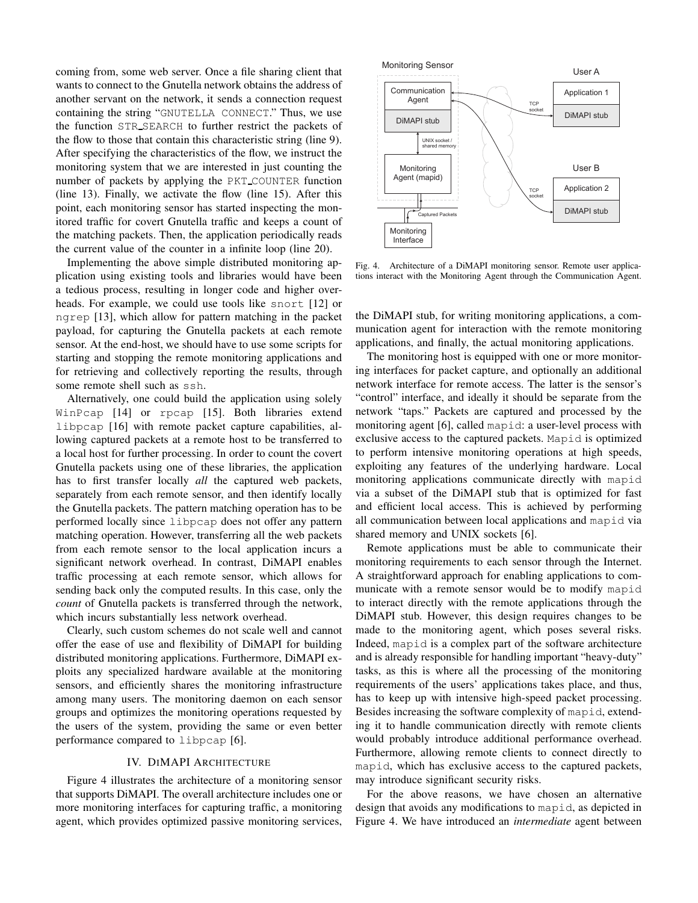coming from, some web server. Once a file sharing client that wants to connect to the Gnutella network obtains the address of another servant on the network, it sends a connection request containing the string "GNUTELLA CONNECT." Thus, we use the function STR_SEARCH to further restrict the packets of the flow to those that contain this characteristic string (line 9). After specifying the characteristics of the flow, we instruct the monitoring system that we are interested in just counting the number of packets by applying the PKT_COUNTER function (line 13). Finally, we activate the flow (line 15). After this point, each monitoring sensor has started inspecting the monitored traffic for covert Gnutella traffic and keeps a count of the matching packets. Then, the application periodically reads the current value of the counter in a infinite loop (line 20).

Implementing the above simple distributed monitoring application using existing tools and libraries would have been a tedious process, resulting in longer code and higher overheads. For example, we could use tools like snort [12] or ngrep [13], which allow for pattern matching in the packet payload, for capturing the Gnutella packets at each remote sensor. At the end-host, we should have to use some scripts for starting and stopping the remote monitoring applications and for retrieving and collectively reporting the results, through some remote shell such as ssh.

Alternatively, one could build the application using solely WinPcap [14] or rpcap [15]. Both libraries extend libpcap [16] with remote packet capture capabilities, allowing captured packets at a remote host to be transferred to a local host for further processing. In order to count the covert Gnutella packets using one of these libraries, the application has to first transfer locally *all* the captured web packets, separately from each remote sensor, and then identify locally the Gnutella packets. The pattern matching operation has to be performed locally since libpcap does not offer any pattern matching operation. However, transferring all the web packets from each remote sensor to the local application incurs a significant network overhead. In contrast, DiMAPI enables traffic processing at each remote sensor, which allows for sending back only the computed results. In this case, only the *count* of Gnutella packets is transferred through the network, which incurs substantially less network overhead.

Clearly, such custom schemes do not scale well and cannot offer the ease of use and flexibility of DiMAPI for building distributed monitoring applications. Furthermore, DiMAPI exploits any specialized hardware available at the monitoring sensors, and efficiently shares the monitoring infrastructure among many users. The monitoring daemon on each sensor groups and optimizes the monitoring operations requested by the users of the system, providing the same or even better performance compared to libpcap [6].

## IV. DiMAPI Architecture

Figure 4 illustrates the architecture of a monitoring sensor that supports DiMAPI. The overall architecture includes one or more monitoring interfaces for capturing traffic, a monitoring agent, which provides optimized passive monitoring services, the DiMAPI stub, for writing monitoring applications, a communication agent for interaction with the remote monitoring applications, and finally, the actual monitoring applications.

Fig. 4. Architecture of a DiMAPI monitoring sensor. Remote user applications interact with the Monitoring Agent through the Communication Agent.

The monitoring host is equipped with one or more monitoring interfaces for packet capture, and optionally an additional network interface for remote access. The latter is the sensor's "control" interface, and ideally it should be separate from the network "taps." Packets are captured and processed by the monitoring agent [6], called mapid: a user-level process with exclusive access to the captured packets. Mapid is optimized to perform intensive monitoring operations at high speeds, exploiting any features of the underlying hardware. Local monitoring applications communicate directly with mapid via a subset of the DiMAPI stub that is optimized for fast and efficient local access. This is achieved by performing all communication between local applications and mapid via shared memory and UNIX sockets [6].

Remote applications must be able to communicate their monitoring requirements to each sensor through the Internet. A straightforward approach for enabling applications to communicate with a remote sensor would be to modify mapid to interact directly with the remote applications through the DiMAPI stub. However, this design requires changes to be made to the monitoring agent, which poses several risks. Indeed, mapid is a complex part of the software architecture and is already responsible for handling important "heavy-duty" tasks, as this is where all the processing of the monitoring requirements of the users' applications takes place, and thus, has to keep up with intensive high-speed packet processing. Besides increasing the software complexity of mapid, extending it to handle communication directly with remote clients would probably introduce additional performance overhead. Furthermore, allowing remote clients to connect directly to mapid, which has exclusive access to the captured packets, may introduce significant security risks.

For the above reasons, we have chosen an alternative design that avoids any modifications to mapid, as depicted in Figure 4. We have introduced an *intermediate* agent between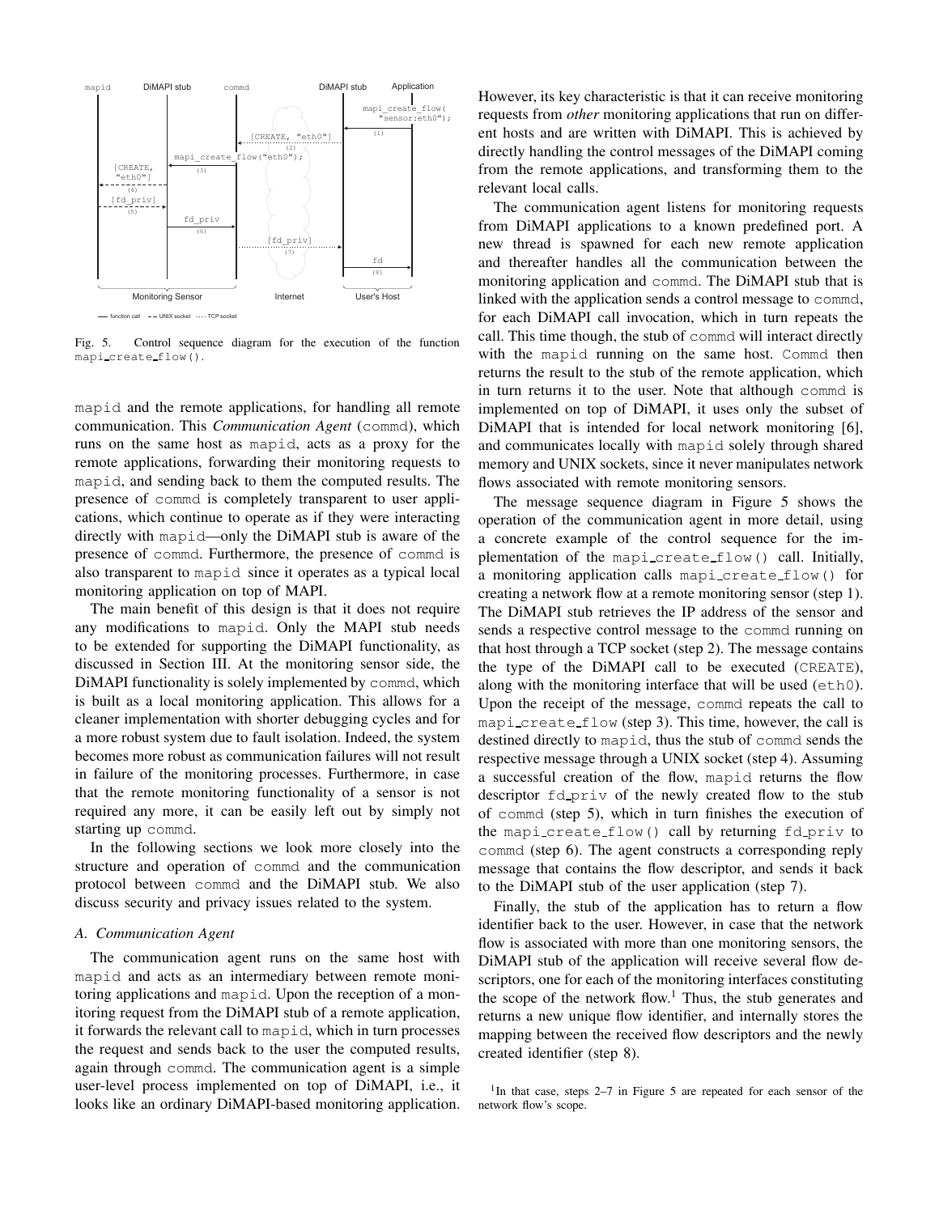mapid DiMAPI stub commd DiMAPI stub Application

mapi_create_flow( "sensor:eth0");

(1)

[CREATE, "eth0"]

(2)

mapi_create_flow("eth0");

(3)

[CREATE, "eth0"]

(4)

[fd_priv]

(5)

fd_priv

(6)

[fd_priv]

(7)

fd

(8)

Monitoring Sensor Internet User's Host

function call UNIX socket TCP socket

Fig. 5. Control sequence diagram for the execution of the function mapi_create_flow().

mapid and the remote applications, for handling all remote communication. This *Communication Agent* (commd), which runs on the same host as mapid, acts as a proxy for the remote applications, forwarding their monitoring requests to mapid, and sending back to them the computed results. The presence of commd is completely transparent to user applications, which continue to operate as if they were interacting directly with mapid—only the DiMAPI stub is aware of the presence of commd. Furthermore, the presence of commd is also transparent to mapid since it operates as a typical local monitoring application on top of MAPI.

The main benefit of this design is that it does not require any modifications to mapid. Only the MAPI stub needs to be extended for supporting the DiMAPI functionality, as discussed in Section III. At the monitoring sensor side, the DiMAPI functionality is solely implemented by commd, which is built as a local monitoring application. This allows for a cleaner implementation with shorter debugging cycles and for a more robust system due to fault isolation. Indeed, the system becomes more robust as communication failures will not result in failure of the monitoring processes. Furthermore, in case that the remote monitoring functionality of a sensor is not required any more, it can be easily left out by simply not starting up commd.

In the following sections we look more closely into the structure and operation of commd and the communication protocol between commd and the DiMAPI stub. We also discuss security and privacy issues related to the system.

### A. Communication Agent

The communication agent runs on the same host with mapid and acts as an intermediary between remote monitoring applications and mapid. Upon the reception of a monitoring request from the DiMAPI stub of a remote application, it forwards the relevant call to mapid, which in turn processes the request and sends back to the user the computed results, again through commd. The communication agent is a simple user-level process implemented on top of DiMAPI, i.e., it looks like an ordinary DiMAPI-based monitoring application. However, its key characteristic is that it can receive monitoring requests from *other* monitoring applications that run on different hosts and are written with DiMAPI. This is achieved by directly handling the control messages of the DiMAPI coming from the remote applications, and transforming them to the relevant local calls.

The communication agent listens for monitoring requests from DiMAPI applications to a known predefined port. A new thread is spawned for each new remote application and thereafter handles all the communication between the monitoring application and commd. The DiMAPI stub that is linked with the application sends a control message to commd, for each DiMAPI call invocation, which in turn repeats the call. This time though, the stub of commd will interact directly with the mapid running on the same host. Commd then returns the result to the stub of the remote application, which in turn returns it to the user. Note that although commd is implemented on top of DiMAPI, it uses only the subset of DiMAPI that is intended for local network monitoring [6], and communicates locally with mapid solely through shared memory and UNIX sockets, since it never manipulates network flows associated with remote monitoring sensors.

The message sequence diagram in Figure 5 shows the operation of the communication agent in more detail, using a concrete example of the control sequence for the implementation of the mapi_create_flow() call. Initially, a monitoring application calls mapi_create_flow() for creating a network flow at a remote monitoring sensor (step 1). The DiMAPI stub retrieves the IP address of the sensor and sends a respective control message to the commd running on that host through a TCP socket (step 2). The message contains the type of the DiMAPI call to be executed (CREATE), along with the monitoring interface that will be used (eth0). Upon the receipt of the message, commd repeats the call to mapi_create_flow (step 3). This time, however, the call is destined directly to mapid, thus the stub of commd sends the respective message through a UNIX socket (step 4). Assuming a successful creation of the flow, mapid returns the flow descriptor fd_priv of the newly created flow to the stub of commd (step 5), which in turn finishes the execution of the mapi_create_flow() call by returning fd_priv to commd (step 6). The agent constructs a corresponding reply message that contains the flow descriptor, and sends it back to the DiMAPI stub of the user application (step 7).

Finally, the stub of the application has to return a flow identifier back to the user. However, in case that the network flow is associated with more than one monitoring sensors, the DiMAPI stub of the application will receive several flow descriptors, one for each of the monitoring interfaces constituting the scope of the network flow.[1] Thus, the stub generates and returns a new unique flow identifier, and internally stores the mapping between the received flow descriptors and the newly created identifier (step 8).

[1] In that case, steps 2–7 in Figure 5 are repeated for each sensor of the network flow's scope.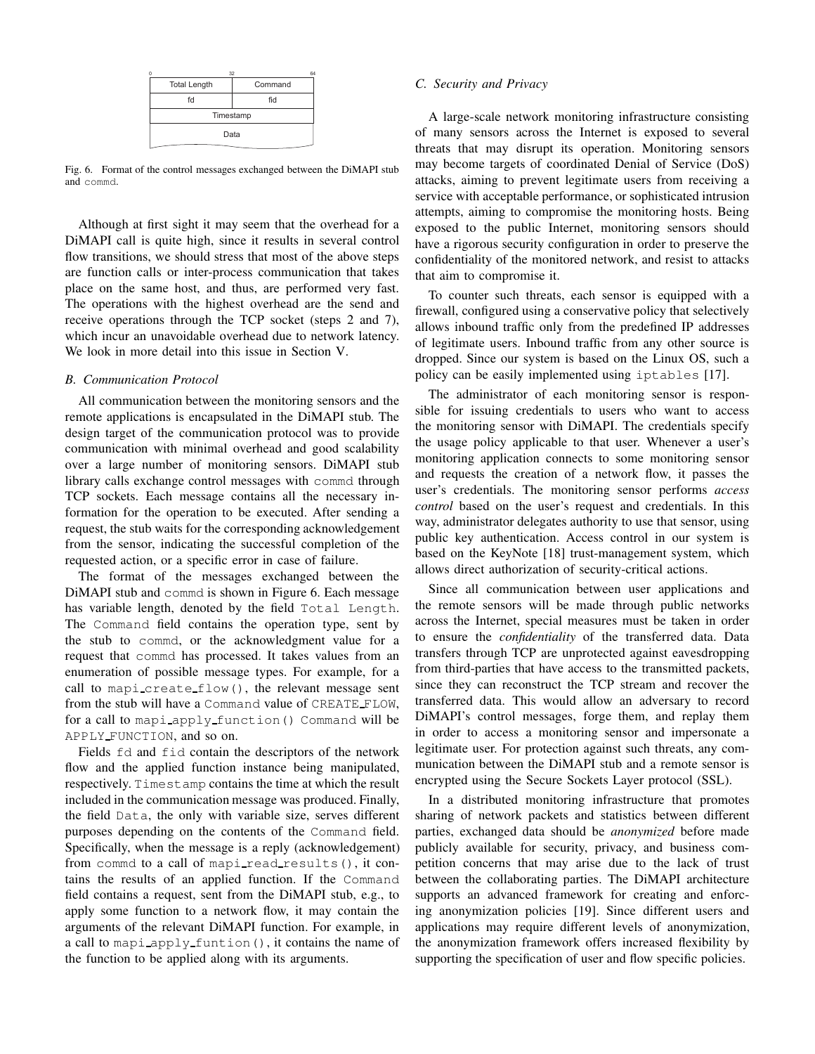| 0 | 32 | 64 |
| --- | --- | --- |
| Total Length | Command | |
| fd | fid | |
| Timestamp | | |
| Data | | |

Fig. 6. Format of the control messages exchanged between the DiMAPI stub and `commd`.

Although at first sight it may seem that the overhead for a DiMAPI call is quite high, since it results in several control flow transitions, we should stress that most of the above steps are function calls or inter-process communication that takes place on the same host, and thus, are performed very fast. The operations with the highest overhead are the send and receive operations through the TCP socket (steps 2 and 7), which incur an unavoidable overhead due to network latency. We look in more detail into this issue in Section V.

### *B. Communication Protocol*

All communication between the monitoring sensors and the remote applications is encapsulated in the DiMAPI stub. The design target of the communication protocol was to provide communication with minimal overhead and good scalability over a large number of monitoring sensors. DiMAPI stub library calls exchange control messages with `commd` through TCP sockets. Each message contains all the necessary information for the operation to be executed. After sending a request, the stub waits for the corresponding acknowledgement from the sensor, indicating the successful completion of the requested action, or a specific error in case of failure.

The format of the messages exchanged between the DiMAPI stub and `commd` is shown in Figure 6. Each message has variable length, denoted by the field `Total Length`. The `Command` field contains the operation type, sent by the stub to `commd`, or the acknowledgment value for a request that `commd` has processed. It takes values from an enumeration of possible message types. For example, for a call to `mapi_create_flow()`, the relevant message sent from the stub will have a `Command` value of `CREATE_FLOW`, for a call to `mapi_apply_function() Command` will be `APPLY_FUNCTION`, and so on.

Fields `fd` and `fid` contain the descriptors of the network flow and the applied function instance being manipulated, respectively. `Timestamp` contains the time at which the result included in the communication message was produced. Finally, the field `Data`, the only with variable size, serves different purposes depending on the contents of the `Command` field. Specifically, when the message is a reply (acknowledgement) from `commd` to a call of `mapi_read_results()`, it contains the results of an applied function. If the `Command` field contains a request, sent from the DiMAPI stub, e.g., to apply some function to a network flow, it may contain the arguments of the relevant DiMAPI function. For example, in a call to `mapi_apply_funtion()`, it contains the name of the function to be applied along with its arguments.

### *C. Security and Privacy*

A large-scale network monitoring infrastructure consisting of many sensors across the Internet is exposed to several threats that may disrupt its operation. Monitoring sensors may become targets of coordinated Denial of Service (DoS) attacks, aiming to prevent legitimate users from receiving a service with acceptable performance, or sophisticated intrusion attempts, aiming to compromise the monitoring hosts. Being exposed to the public Internet, monitoring sensors should have a rigorous security configuration in order to preserve the confidentiality of the monitored network, and resist to attacks that aim to compromise it.

To counter such threats, each sensor is equipped with a firewall, configured using a conservative policy that selectively allows inbound traffic only from the predefined IP addresses of legitimate users. Inbound traffic from any other source is dropped. Since our system is based on the Linux OS, such a policy can be easily implemented using `iptables` [17].

The administrator of each monitoring sensor is responsible for issuing credentials to users who want to access the monitoring sensor with DiMAPI. The credentials specify the usage policy applicable to that user. Whenever a user's monitoring application connects to some monitoring sensor and requests the creation of a network flow, it passes the user's credentials. The monitoring sensor performs *access control* based on the user's request and credentials. In this way, administrator delegates authority to use that sensor, using public key authentication. Access control in our system is based on the KeyNote [18] trust-management system, which allows direct authorization of security-critical actions.

Since all communication between user applications and the remote sensors will be made through public networks across the Internet, special measures must be taken in order to ensure the *confidentiality* of the transferred data. Data transfers through TCP are unprotected against eavesdropping from third-parties that have access to the transmitted packets, since they can reconstruct the TCP stream and recover the transferred data. This would allow an adversary to record DiMAPI's control messages, forge them, and replay them in order to access a monitoring sensor and impersonate a legitimate user. For protection against such threats, any communication between the DiMAPI stub and a remote sensor is encrypted using the Secure Sockets Layer protocol (SSL).

In a distributed monitoring infrastructure that promotes sharing of network packets and statistics between different parties, exchanged data should be *anonymized* before made publicly available for security, privacy, and business competition concerns that may arise due to the lack of trust between the collaborating parties. The DiMAPI architecture supports an advanced framework for creating and enforcing anonymization policies [19]. Since different users and applications may require different levels of anonymization, the anonymization framework offers increased flexibility by supporting the specification of user and flow specific policies.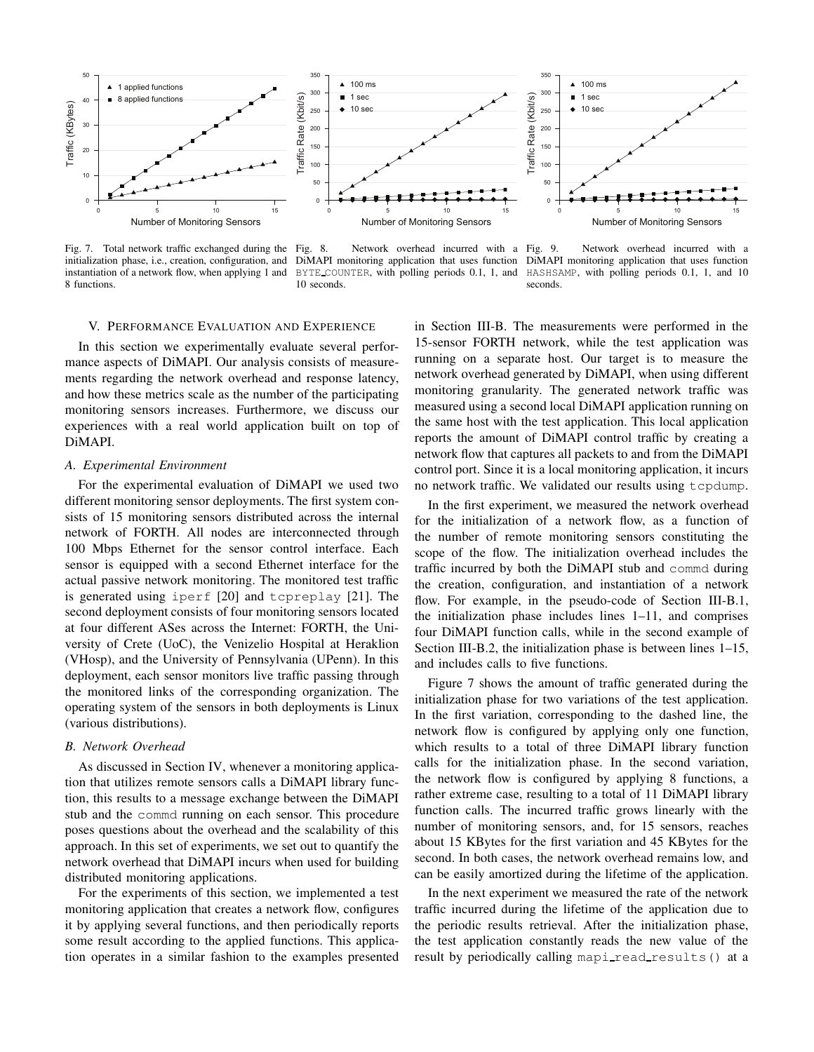50
40
30
20
10
0

Traffic (KBytes)

▲ 1 applied functions
■ 8 applied functions

0 5 10 15

Number of Monitoring Sensors

Fig. 7. Total network traffic exchanged during the initialization phase, i.e., creation, configuration, and instantiation of a network flow, when applying 1 and 8 functions.

350
300
250
200
150
100
50
0

Traffic Rate (Kbit/s)

▲ 100 ms
■ 1 sec
◆ 10 sec

0 5 10 15

Number of Monitoring Sensors

Fig. 8. Network overhead incurred with a DiMAPI monitoring application that uses function BYTE_COUNTER, with polling periods 0.1, 1, and 10 seconds.

350
300
250
200
150
100
50
0

Traffic Rate (Kbit/s)

▲ 100 ms
■ 1 sec
◆ 10 sec

0 5 10 15

Number of Monitoring Sensors

Fig. 9. Network overhead incurred with a DiMAPI monitoring application that uses function HASHSAMP, with polling periods 0.1, 1, and 10 seconds.

## V. Performance Evaluation and Experience

In this section we experimentally evaluate several performance aspects of DiMAPI. Our analysis consists of measurements regarding the network overhead and response latency, and how these metrics scale as the number of the participating monitoring sensors increases. Furthermore, we discuss our experiences with a real world application built on top of DiMAPI.

### *A. Experimental Environment*

For the experimental evaluation of DiMAPI we used two different monitoring sensor deployments. The first system consists of 15 monitoring sensors distributed across the internal network of FORTH. All nodes are interconnected through 100 Mbps Ethernet for the sensor control interface. Each sensor is equipped with a second Ethernet interface for the actual passive network monitoring. The monitored test traffic is generated using `iperf` [20] and `tcpreplay` [21]. The second deployment consists of four monitoring sensors located at four different ASes across the Internet: FORTH, the University of Crete (UoC), the Venizelio Hospital at Heraklion (VHosp), and the University of Pennsylvania (UPenn). In this deployment, each sensor monitors live traffic passing through the monitored links of the corresponding organization. The operating system of the sensors in both deployments is Linux (various distributions).

### *B. Network Overhead*

As discussed in Section IV, whenever a monitoring application that utilizes remote sensors calls a DiMAPI library function, this results to a message exchange between the DiMAPI stub and the `commd` running on each sensor. This procedure poses questions about the overhead and the scalability of this approach. In this set of experiments, we set out to quantify the network overhead that DiMAPI incurs when used for building distributed monitoring applications.

For the experiments of this section, we implemented a test monitoring application that creates a network flow, configures it by applying several functions, and then periodically reports some result according to the applied functions. This application operates in a similar fashion to the examples presented in Section III-B. The measurements were performed in the 15-sensor FORTH network, while the test application was running on a separate host. Our target is to measure the network overhead generated by DiMAPI, when using different monitoring granularity. The generated network traffic was measured using a second local DiMAPI application running on the same host with the test application. This local application reports the amount of DiMAPI control traffic by creating a network flow that captures all packets to and from the DiMAPI control port. Since it is a local monitoring application, it incurs no network traffic. We validated our results using `tcpdump`.

In the first experiment, we measured the network overhead for the initialization of a network flow, as a function of the number of remote monitoring sensors constituting the scope of the flow. The initialization overhead includes the traffic incurred by both the DiMAPI stub and `commd` during the creation, configuration, and instantiation of a network flow. For example, in the pseudo-code of Section III-B.1, the initialization phase includes lines 1–11, and comprises four DiMAPI function calls, while in the second example of Section III-B.2, the initialization phase is between lines 1–15, and includes calls to five functions.

Figure 7 shows the amount of traffic generated during the initialization phase for two variations of the test application. In the first variation, corresponding to the dashed line, the network flow is configured by applying only one function, which results to a total of three DiMAPI library function calls for the initialization phase. In the second variation, the network flow is configured by applying 8 functions, a rather extreme case, resulting to a total of 11 DiMAPI library function calls. The incurred traffic grows linearly with the number of monitoring sensors, and, for 15 sensors, reaches about 15 KBytes for the first variation and 45 KBytes for the second. In both cases, the network overhead remains low, and can be easily amortized during the lifetime of the application.

In the next experiment we measured the rate of the network traffic incurred during the lifetime of the application due to the periodic results retrieval. After the initialization phase, the test application constantly reads the new value of the result by periodically calling `mapi_read_results()` at a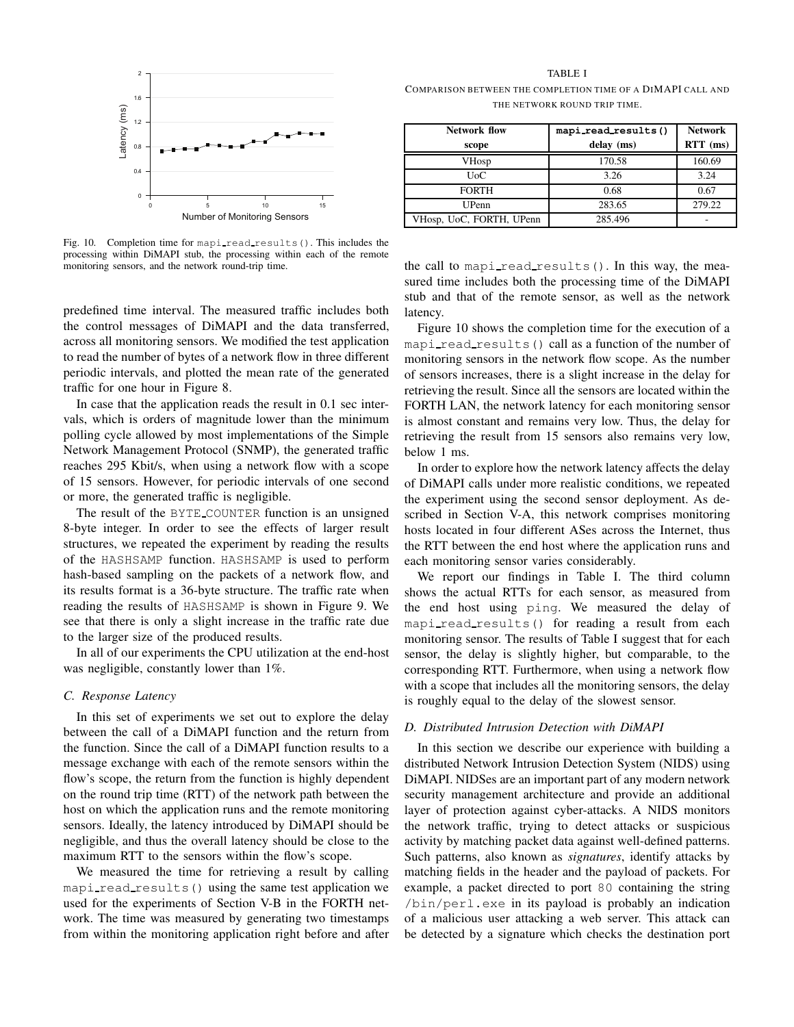Fig. 10. Completion time for `mapi_read_results()`. This includes the processing within DiMAPI stub, the processing within each of the remote monitoring sensors, and the network round-trip time.

predefined time interval. The measured traffic includes both the control messages of DiMAPI and the data transferred, across all monitoring sensors. We modified the test application to read the number of bytes of a network flow in three different periodic intervals, and plotted the mean rate of the generated traffic for one hour in Figure 8.

In case that the application reads the result in 0.1 sec intervals, which is orders of magnitude lower than the minimum polling cycle allowed by most implementations of the Simple Network Management Protocol (SNMP), the generated traffic reaches 295 Kbit/s, when using a network flow with a scope of 15 sensors. However, for periodic intervals of one second or more, the generated traffic is negligible.

The result of the `BYTE_COUNTER` function is an unsigned 8-byte integer. In order to see the effects of larger result structures, we repeated the experiment by reading the results of the `HASHSAMP` function. `HASHSAMP` is used to perform hash-based sampling on the packets of a network flow, and its results format is a 36-byte structure. The traffic rate when reading the results of `HASHSAMP` is shown in Figure 9. We see that there is only a slight increase in the traffic rate due to the larger size of the produced results.

In all of our experiments the CPU utilization at the end-host was negligible, constantly lower than 1%.

### *C. Response Latency*

In this set of experiments we set out to explore the delay between the call of a DiMAPI function and the return from the function. Since the call of a DiMAPI function results to a message exchange with each of the remote sensors within the flow's scope, the return from the function is highly dependent on the round trip time (RTT) of the network path between the host on which the application runs and the remote monitoring sensors. Ideally, the latency introduced by DiMAPI should be negligible, and thus the overall latency should be close to the maximum RTT to the sensors within the flow's scope.

We measured the time for retrieving a result by calling `mapi_read_results()` using the same test application we used for the experiments of Section V-B in the FORTH network. The time was measured by generating two timestamps from within the monitoring application right before and after the call to `mapi_read_results()`. In this way, the measured time includes both the processing time of the DiMAPI stub and that of the remote sensor, as well as the network latency.

TABLE I
COMPARISON BETWEEN THE COMPLETION TIME OF A DIMAPI CALL AND THE NETWORK ROUND TRIP TIME.

| Network flow scope | `mapi_read_results()` delay (ms) | Network RTT (ms) |
|---|---|---|
| VHosp | 170.58 | 160.69 |
| UoC | 3.26 | 3.24 |
| FORTH | 0.68 | 0.67 |
| UPenn | 283.65 | 279.22 |
| VHosp, UoC, FORTH, UPenn | 285.496 | - |

Figure 10 shows the completion time for the execution of a `mapi_read_results()` call as a function of the number of monitoring sensors in the network flow scope. As the number of sensors increases, there is a slight increase in the delay for retrieving the result. Since all the sensors are located within the FORTH LAN, the network latency for each monitoring sensor is almost constant and remains very low. Thus, the delay for retrieving the result from 15 sensors also remains very low, below 1 ms.

In order to explore how the network latency affects the delay of DiMAPI calls under more realistic conditions, we repeated the experiment using the second sensor deployment. As described in Section V-A, this network comprises monitoring hosts located in four different ASes across the Internet, thus the RTT between the end host where the application runs and each monitoring sensor varies considerably.

We report our findings in Table I. The third column shows the actual RTTs for each sensor, as measured from the end host using `ping`. We measured the delay of `mapi_read_results()` for reading a result from each monitoring sensor. The results of Table I suggest that for each sensor, the delay is slightly higher, but comparable, to the corresponding RTT. Furthermore, when using a network flow with a scope that includes all the monitoring sensors, the delay is roughly equal to the delay of the slowest sensor.

### *D. Distributed Intrusion Detection with DiMAPI*

In this section we describe our experience with building a distributed Network Intrusion Detection System (NIDS) using DiMAPI. NIDSes are an important part of any modern network security management architecture and provide an additional layer of protection against cyber-attacks. A NIDS monitors the network traffic, trying to detect attacks or suspicious activity by matching packet data against well-defined patterns. Such patterns, also known as *signatures*, identify attacks by matching fields in the header and the payload of packets. For example, a packet directed to port `80` containing the string `/bin/perl.exe` in its payload is probably an indication of a malicious user attacking a web server. This attack can be detected by a signature which checks the destination port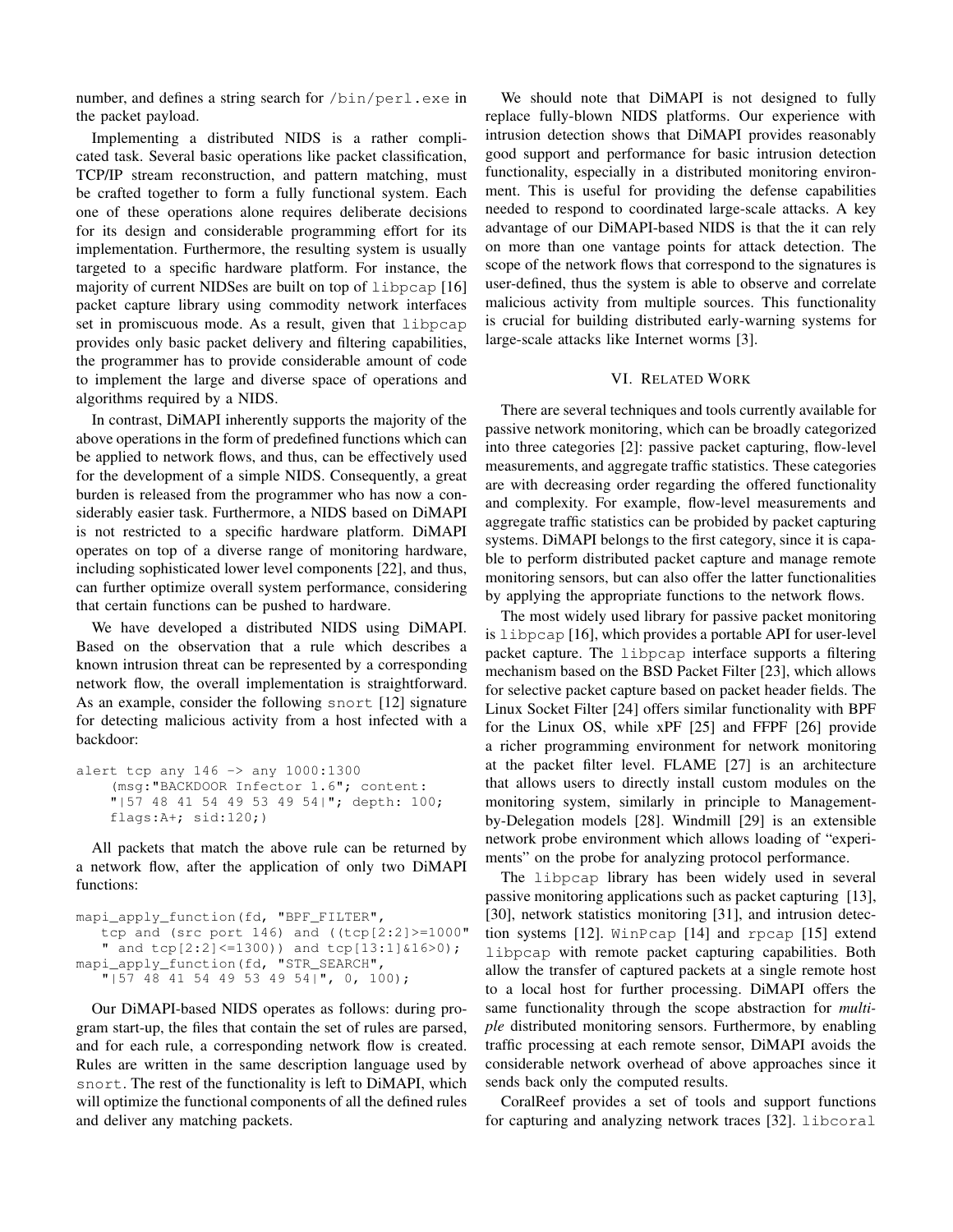number, and defines a string search for /bin/perl.exe in the packet payload.

Implementing a distributed NIDS is a rather complicated task. Several basic operations like packet classification, TCP/IP stream reconstruction, and pattern matching, must be crafted together to form a fully functional system. Each one of these operations alone requires deliberate decisions for its design and considerable programming effort for its implementation. Furthermore, the resulting system is usually targeted to a specific hardware platform. For instance, the majority of current NIDSes are built on top of libpcap [16] packet capture library using commodity network interfaces set in promiscuous mode. As a result, given that libpcap provides only basic packet delivery and filtering capabilities, the programmer has to provide considerable amount of code to implement the large and diverse space of operations and algorithms required by a NIDS.

In contrast, DiMAPI inherently supports the majority of the above operations in the form of predefined functions which can be applied to network flows, and thus, can be effectively used for the development of a simple NIDS. Consequently, a great burden is released from the programmer who has now a considerably easier task. Furthermore, a NIDS based on DiMAPI is not restricted to a specific hardware platform. DiMAPI operates on top of a diverse range of monitoring hardware, including sophisticated lower level components [22], and thus, can further optimize overall system performance, considering that certain functions can be pushed to hardware.

We have developed a distributed NIDS using DiMAPI. Based on the observation that a rule which describes a known intrusion threat can be represented by a corresponding network flow, the overall implementation is straightforward. As an example, consider the following snort [12] signature for detecting malicious activity from a host infected with a backdoor:

```
alert tcp any 146 -> any 1000:1300
    (msg:"BACKDOOR Infector 1.6"; content:
    "|57 48 41 54 49 53 49 54|"; depth: 100;
    flags:A+; sid:120;)
```

All packets that match the above rule can be returned by a network flow, after the application of only two DiMAPI functions:

```
mapi_apply_function(fd, "BPF_FILTER",
   tcp and (src port 146) and ((tcp[2:2]>=1000"
   " and tcp[2:2]<=1300)) and tcp[13:1]&16>0);
mapi_apply_function(fd, "STR_SEARCH",
   "|57 48 41 54 49 53 49 54|", 0, 100);
```

Our DiMAPI-based NIDS operates as follows: during program start-up, the files that contain the set of rules are parsed, and for each rule, a corresponding network flow is created. Rules are written in the same description language used by snort. The rest of the functionality is left to DiMAPI, which will optimize the functional components of all the defined rules and deliver any matching packets.

We should note that DiMAPI is not designed to fully replace fully-blown NIDS platforms. Our experience with intrusion detection shows that DiMAPI provides reasonably good support and performance for basic intrusion detection functionality, especially in a distributed monitoring environment. This is useful for providing the defense capabilities needed to respond to coordinated large-scale attacks. A key advantage of our DiMAPI-based NIDS is that the it can rely on more than one vantage points for attack detection. The scope of the network flows that correspond to the signatures is user-defined, thus the system is able to observe and correlate malicious activity from multiple sources. This functionality is crucial for building distributed early-warning systems for large-scale attacks like Internet worms [3].

## VI. Related Work

There are several techniques and tools currently available for passive network monitoring, which can be broadly categorized into three categories [2]: passive packet capturing, flow-level measurements, and aggregate traffic statistics. These categories are with decreasing order regarding the offered functionality and complexity. For example, flow-level measurements and aggregate traffic statistics can be probided by packet capturing systems. DiMAPI belongs to the first category, since it is capable to perform distributed packet capture and manage remote monitoring sensors, but can also offer the latter functionalities by applying the appropriate functions to the network flows.

The most widely used library for passive packet monitoring is libpcap [16], which provides a portable API for user-level packet capture. The libpcap interface supports a filtering mechanism based on the BSD Packet Filter [23], which allows for selective packet capture based on packet header fields. The Linux Socket Filter [24] offers similar functionality with BPF for the Linux OS, while xPF [25] and FFPF [26] provide a richer programming environment for network monitoring at the packet filter level. FLAME [27] is an architecture that allows users to directly install custom modules on the monitoring system, similarly in principle to Management-by-Delegation models [28]. Windmill [29] is an extensible network probe environment which allows loading of "experiments" on the probe for analyzing protocol performance.

The libpcap library has been widely used in several passive monitoring applications such as packet capturing [13], [30], network statistics monitoring [31], and intrusion detection systems [12]. WinPcap [14] and rpcap [15] extend libpcap with remote packet capturing capabilities. Both allow the transfer of captured packets at a single remote host to a local host for further processing. DiMAPI offers the same functionality through the scope abstraction for *multiple* distributed monitoring sensors. Furthermore, by enabling traffic processing at each remote sensor, DiMAPI avoids the considerable network overhead of above approaches since it sends back only the computed results.

CoralReef provides a set of tools and support functions for capturing and analyzing network traces [32]. libcoral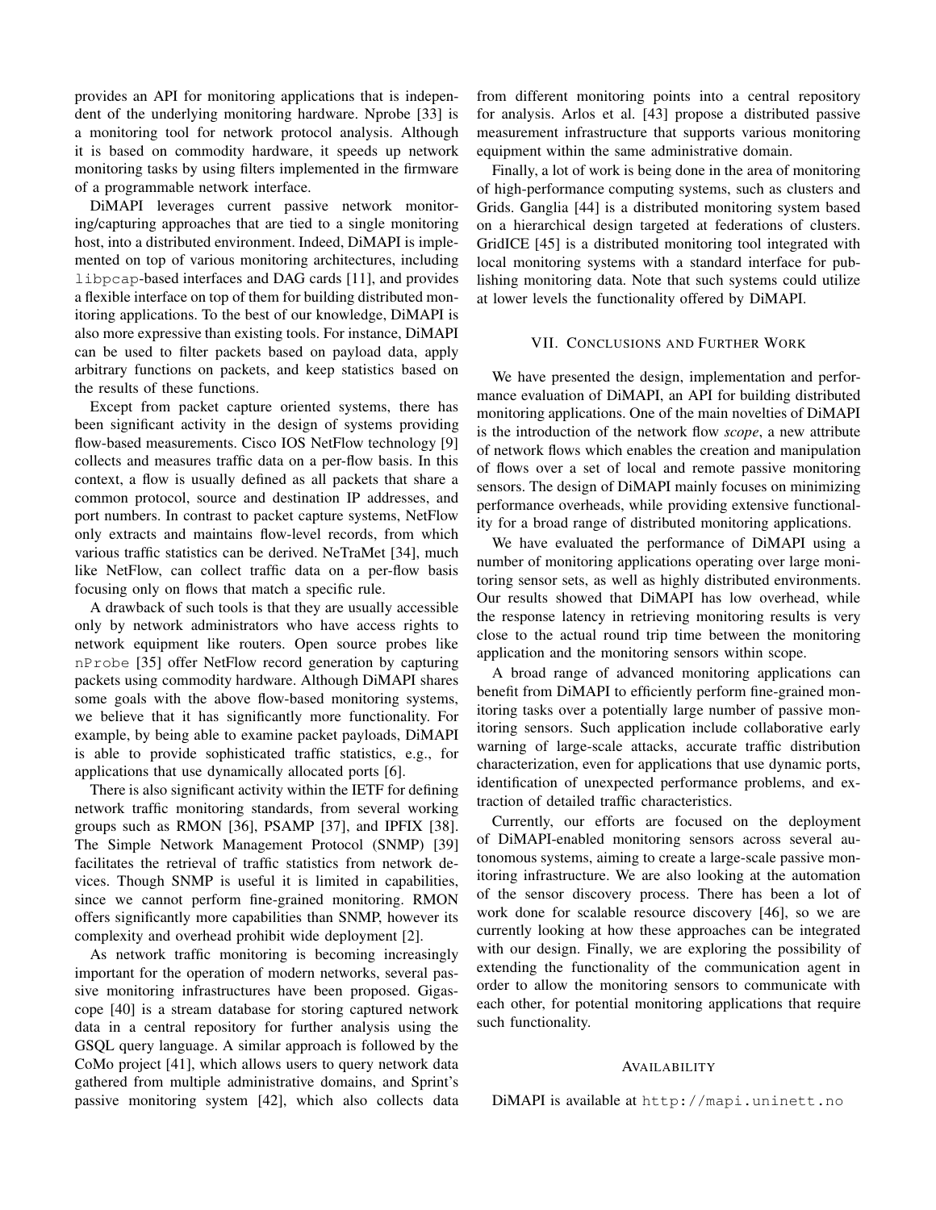provides an API for monitoring applications that is independent of the underlying monitoring hardware. Nprobe [33] is a monitoring tool for network protocol analysis. Although it is based on commodity hardware, it speeds up network monitoring tasks by using filters implemented in the firmware of a programmable network interface.

DiMAPI leverages current passive network monitoring/capturing approaches that are tied to a single monitoring host, into a distributed environment. Indeed, DiMAPI is implemented on top of various monitoring architectures, including `libpcap`-based interfaces and DAG cards [11], and provides a flexible interface on top of them for building distributed monitoring applications. To the best of our knowledge, DiMAPI is also more expressive than existing tools. For instance, DiMAPI can be used to filter packets based on payload data, apply arbitrary functions on packets, and keep statistics based on the results of these functions.

Except from packet capture oriented systems, there has been significant activity in the design of systems providing flow-based measurements. Cisco IOS NetFlow technology [9] collects and measures traffic data on a per-flow basis. In this context, a flow is usually defined as all packets that share a common protocol, source and destination IP addresses, and port numbers. In contrast to packet capture systems, NetFlow only extracts and maintains flow-level records, from which various traffic statistics can be derived. NeTraMet [34], much like NetFlow, can collect traffic data on a per-flow basis focusing only on flows that match a specific rule.

A drawback of such tools is that they are usually accessible only by network administrators who have access rights to network equipment like routers. Open source probes like `nProbe` [35] offer NetFlow record generation by capturing packets using commodity hardware. Although DiMAPI shares some goals with the above flow-based monitoring systems, we believe that it has significantly more functionality. For example, by being able to examine packet payloads, DiMAPI is able to provide sophisticated traffic statistics, e.g., for applications that use dynamically allocated ports [6].

There is also significant activity within the IETF for defining network traffic monitoring standards, from several working groups such as RMON [36], PSAMP [37], and IPFIX [38]. The Simple Network Management Protocol (SNMP) [39] facilitates the retrieval of traffic statistics from network devices. Though SNMP is useful it is limited in capabilities, since we cannot perform fine-grained monitoring. RMON offers significantly more capabilities than SNMP, however its complexity and overhead prohibit wide deployment [2].

As network traffic monitoring is becoming increasingly important for the operation of modern networks, several passive monitoring infrastructures have been proposed. Gigascope [40] is a stream database for storing captured network data in a central repository for further analysis using the GSQL query language. A similar approach is followed by the CoMo project [41], which allows users to query network data gathered from multiple administrative domains, and Sprint's passive monitoring system [42], which also collects data from different monitoring points into a central repository for analysis. Arlos et al. [43] propose a distributed passive measurement infrastructure that supports various monitoring equipment within the same administrative domain.

Finally, a lot of work is being done in the area of monitoring of high-performance computing systems, such as clusters and Grids. Ganglia [44] is a distributed monitoring system based on a hierarchical design targeted at federations of clusters. GridICE [45] is a distributed monitoring tool integrated with local monitoring systems with a standard interface for publishing monitoring data. Note that such systems could utilize at lower levels the functionality offered by DiMAPI.

## VII. Conclusions and Further Work

We have presented the design, implementation and performance evaluation of DiMAPI, an API for building distributed monitoring applications. One of the main novelties of DiMAPI is the introduction of the network flow *scope*, a new attribute of network flows which enables the creation and manipulation of flows over a set of local and remote passive monitoring sensors. The design of DiMAPI mainly focuses on minimizing performance overheads, while providing extensive functionality for a broad range of distributed monitoring applications.

We have evaluated the performance of DiMAPI using a number of monitoring applications operating over large monitoring sensor sets, as well as highly distributed environments. Our results showed that DiMAPI has low overhead, while the response latency in retrieving monitoring results is very close to the actual round trip time between the monitoring application and the monitoring sensors within scope.

A broad range of advanced monitoring applications can benefit from DiMAPI to efficiently perform fine-grained monitoring tasks over a potentially large number of passive monitoring sensors. Such application include collaborative early warning of large-scale attacks, accurate traffic distribution characterization, even for applications that use dynamic ports, identification of unexpected performance problems, and extraction of detailed traffic characteristics.

Currently, our efforts are focused on the deployment of DiMAPI-enabled monitoring sensors across several autonomous systems, aiming to create a large-scale passive monitoring infrastructure. We are also looking at the automation of the sensor discovery process. There has been a lot of work done for scalable resource discovery [46], so we are currently looking at how these approaches can be integrated with our design. Finally, we are exploring the possibility of extending the functionality of the communication agent in order to allow the monitoring sensors to communicate with each other, for potential monitoring applications that require such functionality.

## Availability

DiMAPI is available at `http://mapi.uninett.no`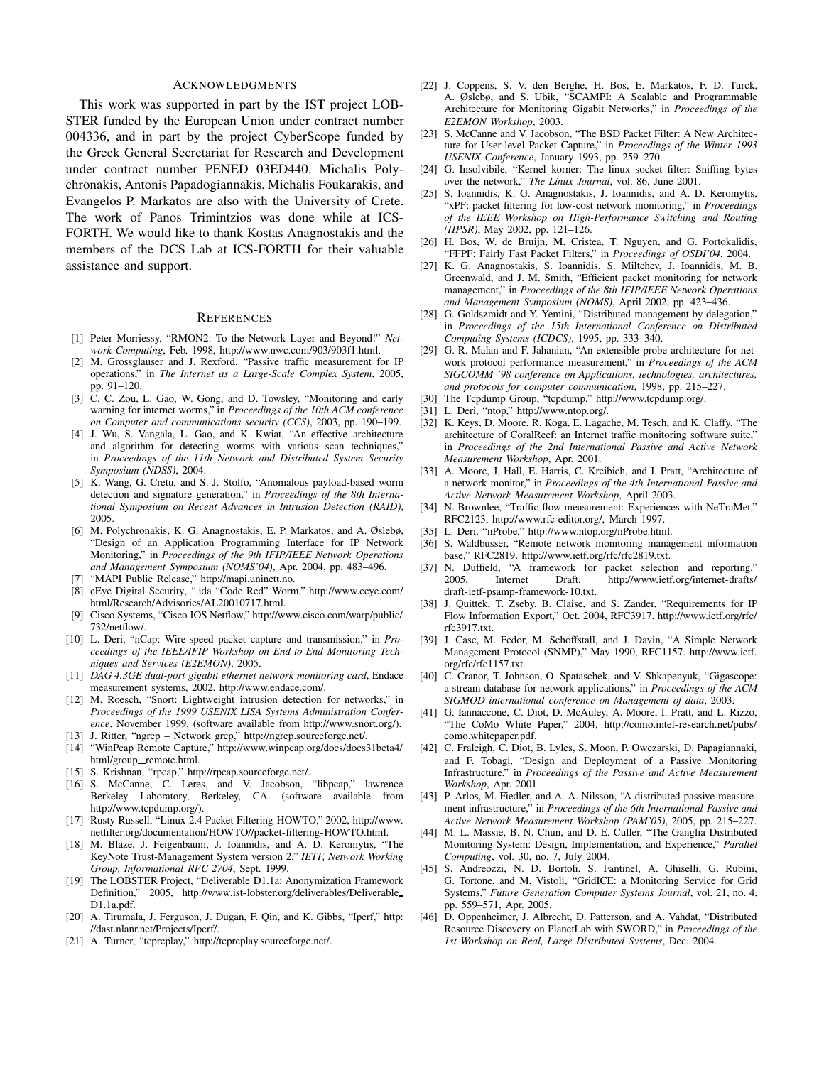## Acknowledgments

This work was supported in part by the IST project LOBSTER funded by the European Union under contract number 004336, and in part by the project CyberScope funded by the Greek General Secretariat for Research and Development under contract number PENED 03ED440. Michalis Polychronakis, Antonis Papadogiannakis, Michalis Foukarakis, and Evangelos P. Markatos are also with the University of Crete. The work of Panos Trimintzios was done while at ICS-FORTH. We would like to thank Kostas Anagnostakis and the members of the DCS Lab at ICS-FORTH for their valuable assistance and support.

## References

[1] Peter Morriessy, "RMON2: To the Network Layer and Beyond!" *Network Computing*, Feb. 1998, http://www.nwc.com/903/903f1.html.

[2] M. Grossglauser and J. Rexford, "Passive traffic measurement for IP operations," in *The Internet as a Large-Scale Complex System*, 2005, pp. 91–120.

[3] C. C. Zou, L. Gao, W. Gong, and D. Towsley, "Monitoring and early warning for internet worms," in *Proceedings of the 10th ACM conference on Computer and communications security (CCS)*, 2003, pp. 190–199.

[4] J. Wu, S. Vangala, L. Gao, and K. Kwiat, "An effective architecture and algorithm for detecting worms with various scan techniques," in *Proceedings of the 11th Network and Distributed System Security Symposium (NDSS)*, 2004.

[5] K. Wang, G. Cretu, and S. J. Stolfo, "Anomalous payload-based worm detection and signature generation," in *Proceedings of the 8th International Symposium on Recent Advances in Intrusion Detection (RAID)*, 2005.

[6] M. Polychronakis, K. G. Anagnostakis, E. P. Markatos, and A. Øslebø, "Design of an Application Programming Interface for IP Network Monitoring," in *Proceedings of the 9th IFIP/IEEE Network Operations and Management Symposium (NOMS'04)*, Apr. 2004, pp. 483–496.

[7] "MAPI Public Release," http://mapi.uninett.no.

[8] eEye Digital Security, ".ida "Code Red" Worm," http://www.eeye.com/html/Research/Advisories/AL20010717.html.

[9] Cisco Systems, "Cisco IOS Netflow," http://www.cisco.com/warp/public/732/netflow/.

[10] L. Deri, "nCap: Wire-speed packet capture and transmission," in *Proceedings of the IEEE/IFIP Workshop on End-to-End Monitoring Techniques and Services (E2EMON)*, 2005.

[11] *DAG 4.3GE dual-port gigabit ethernet network monitoring card*, Endace measurement systems, 2002, http://www.endace.com/.

[12] M. Roesch, "Snort: Lightweight intrusion detection for networks," in *Proceedings of the 1999 USENIX LISA Systems Administration Conference*, November 1999, (software available from http://www.snort.org/).

[13] J. Ritter, "ngrep – Network grep," http://ngrep.sourceforge.net/.

[14] "WinPcap Remote Capture," http://www.winpcap.org/docs/docs31beta4/html/group_remote.html.

[15] S. Krishnan, "rpcap," http://rpcap.sourceforge.net/.

[16] S. McCanne, C. Leres, and V. Jacobson, "libpcap," lawrence Berkeley Laboratory, Berkeley, CA. (software available from http://www.tcpdump.org/).

[17] Rusty Russell, "Linux 2.4 Packet Filtering HOWTO," 2002, http://www.netfilter.org/documentation/HOWTO//packet-filtering-HOWTO.html.

[18] M. Blaze, J. Feigenbaum, J. Ioannidis, and A. D. Keromytis, "The KeyNote Trust-Management System version 2," *IETF, Network Working Group, Informational RFC 2704*, Sept. 1999.

[19] The LOBSTER Project, "Deliverable D1.1a: Anonymization Framework Definition," 2005, http://www.ist-lobster.org/deliverables/Deliverable_D1.1a.pdf.

[20] A. Tirumala, J. Ferguson, J. Dugan, F. Qin, and K. Gibbs, "Iperf," http://dast.nlanr.net/Projects/Iperf/.

[21] A. Turner, "tcpreplay," http://tcpreplay.sourceforge.net/.

[22] J. Coppens, S. V. den Berghe, H. Bos, E. Markatos, F. D. Turck, A. Øslebø, and S. Ubik, "SCAMPI: A Scalable and Programmable Architecture for Monitoring Gigabit Networks," in *Proceedings of the E2EMON Workshop*, 2003.

[23] S. McCanne and V. Jacobson, "The BSD Packet Filter: A New Architecture for User-level Packet Capture," in *Proceedings of the Winter 1993 USENIX Conference*, January 1993, pp. 259–270.

[24] G. Insolvibile, "Kernel korner: The linux socket filter: Sniffing bytes over the network," *The Linux Journal*, vol. 86, June 2001.

[25] S. Ioannidis, K. G. Anagnostakis, J. Ioannidis, and A. D. Keromytis, "xPF: packet filtering for low-cost network monitoring," in *Proceedings of the IEEE Workshop on High-Performance Switching and Routing (HPSR)*, May 2002, pp. 121–126.

[26] H. Bos, W. de Bruijn, M. Cristea, T. Nguyen, and G. Portokalidis, "FFPF: Fairly Fast Packet Filters," in *Proceedings of OSDI'04*, 2004.

[27] K. G. Anagnostakis, S. Ioannidis, S. Miltchev, J. Ioannidis, M. B. Greenwald, and J. M. Smith, "Efficient packet monitoring for network management," in *Proceedings of the 8th IFIP/IEEE Network Operations and Management Symposium (NOMS)*, April 2002, pp. 423–436.

[28] G. Goldszmidt and Y. Yemini, "Distributed management by delegation," in *Proceedings of the 15th International Conference on Distributed Computing Systems (ICDCS)*, 1995, pp. 333–340.

[29] G. R. Malan and F. Jahanian, "An extensible probe architecture for network protocol performance measurement," in *Proceedings of the ACM SIGCOMM '98 conference on Applications, technologies, architectures, and protocols for computer communication*, 1998, pp. 215–227.

[30] The Tcpdump Group, "tcpdump," http://www.tcpdump.org/.

[31] L. Deri, "ntop," http://www.ntop.org/.

[32] K. Keys, D. Moore, R. Koga, E. Lagache, M. Tesch, and K. Claffy, "The architecture of CoralReef: an Internet traffic monitoring software suite," in *Proceedings of the 2nd International Passive and Active Network Measurement Workshop*, Apr. 2001.

[33] A. Moore, J. Hall, E. Harris, C. Kreibich, and I. Pratt, "Architecture of a network monitor," in *Proceedings of the 4th International Passive and Active Network Measurement Workshop*, April 2003.

[34] N. Brownlee, "Traffic flow measurement: Experiences with NeTraMet," RFC2123, http://www.rfc-editor.org/, March 1997.

[35] L. Deri, "nProbe," http://www.ntop.org/nProbe.html.

[36] S. Waldbusser, "Remote network monitoring management information base," RFC2819. http://www.ietf.org/rfc/rfc2819.txt.

[37] N. Duffield, "A framework for packet selection and reporting," 2005, Internet Draft. http://www.ietf.org/internet-drafts/draft-ietf-psamp-framework-10.txt.

[38] J. Quittek, T. Zseby, B. Claise, and S. Zander, "Requirements for IP Flow Information Export," Oct. 2004, RFC3917. http://www.ietf.org/rfc/rfc3917.txt.

[39] J. Case, M. Fedor, M. Schoffstall, and J. Davin, "A Simple Network Management Protocol (SNMP)," May 1990, RFC1157. http://www.ietf.org/rfc/rfc1157.txt.

[40] C. Cranor, T. Johnson, O. Spataschek, and V. Shkapenyuk, "Gigascope: a stream database for network applications," in *Proceedings of the ACM SIGMOD international conference on Management of data*, 2003.

[41] G. Iannaccone, C. Diot, D. McAuley, A. Moore, I. Pratt, and L. Rizzo, "The CoMo White Paper," 2004, http://como.intel-research.net/pubs/como.whitepaper.pdf.

[42] C. Fraleigh, C. Diot, B. Lyles, S. Moon, P. Owezarski, D. Papagiannaki, and F. Tobagi, "Design and Deployment of a Passive Monitoring Infrastructure," in *Proceedings of the Passive and Active Measurement Workshop*, Apr. 2001.

[43] P. Arlos, M. Fiedler, and A. A. Nilsson, "A distributed passive measurement infrastructure," in *Proceedings of the 6th International Passive and Active Network Measurement Workshop (PAM'05)*, 2005, pp. 215–227.

[44] M. L. Massie, B. N. Chun, and D. E. Culler, "The Ganglia Distributed Monitoring System: Design, Implementation, and Experience," *Parallel Computing*, vol. 30, no. 7, July 2004.

[45] S. Andreozzi, N. D. Bortoli, S. Fantinel, A. Ghiselli, G. Rubini, G. Tortone, and M. Vistoli, "GridICE: a Monitoring Service for Grid Systems," *Future Generation Computer Systems Journal*, vol. 21, no. 4, pp. 559–571, Apr. 2005.

[46] D. Oppenheimer, J. Albrecht, D. Patterson, and A. Vahdat, "Distributed Resource Discovery on PlanetLab with SWORD," in *Proceedings of the 1st Workshop on Real, Large Distributed Systems*, Dec. 2004.